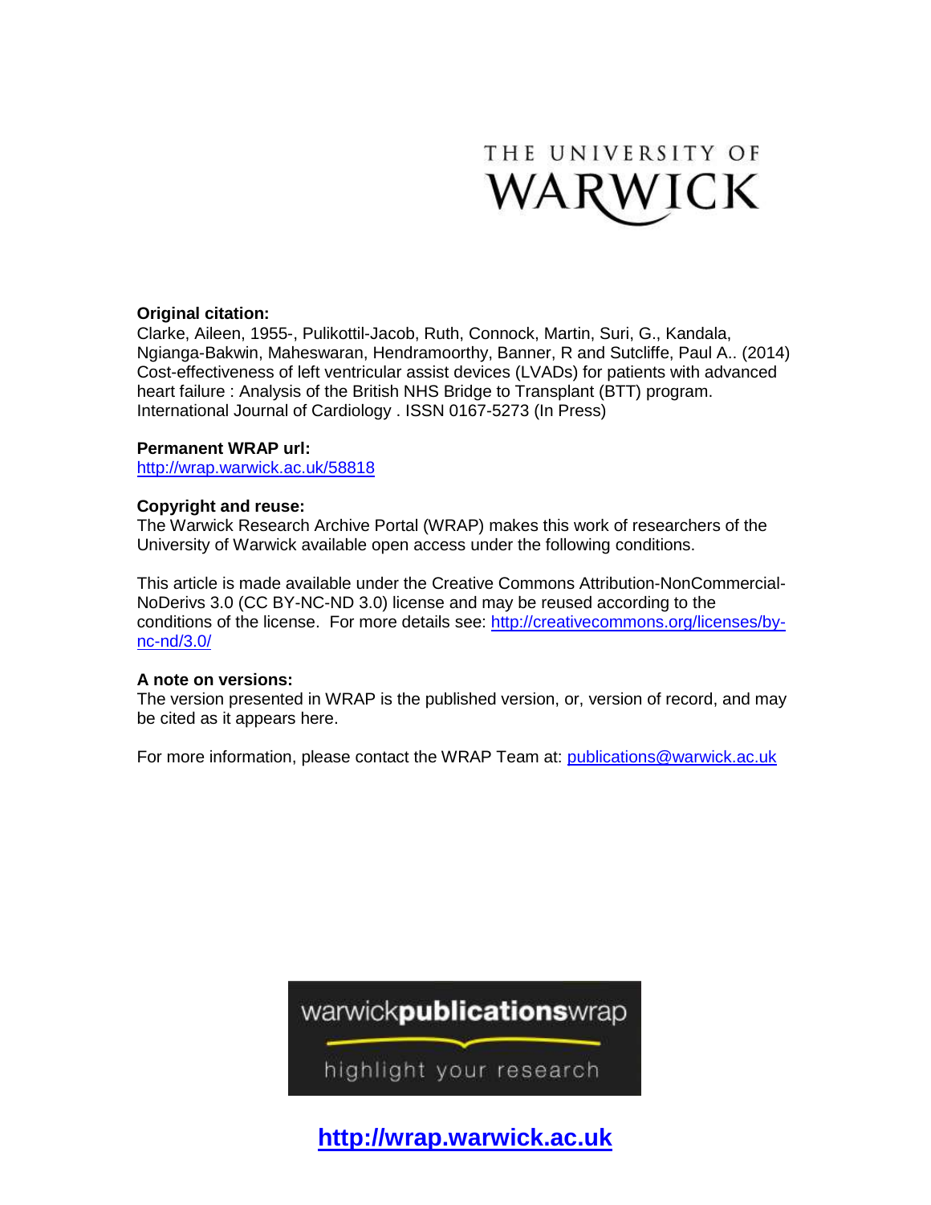THE UNIVERSITY OF WARWICK

**Original citation:**
Clarke, Aileen, 1955-, Pulikottil-Jacob, Ruth, Connock, Martin, Suri, G., Kandala, Ngianga-Bakwin, Maheswaran, Hendramoorthy, Banner, R and Sutcliffe, Paul A.. (2014) Cost-effectiveness of left ventricular assist devices (LVADs) for patients with advanced heart failure : Analysis of the British NHS Bridge to Transplant (BTT) program. International Journal of Cardiology . ISSN 0167-5273 (In Press)

**Permanent WRAP url:**
http://wrap.warwick.ac.uk/58818

**Copyright and reuse:**
The Warwick Research Archive Portal (WRAP) makes this work of researchers of the University of Warwick available open access under the following conditions.

This article is made available under the Creative Commons Attribution-NonCommercial-NoDerivs 3.0 (CC BY-NC-ND 3.0) license and may be reused according to the conditions of the license. For more details see: http://creativecommons.org/licenses/by-nc-nd/3.0/

**A note on versions:**
The version presented in WRAP is the published version, or, version of record, and may be cited as it appears here.

For more information, please contact the WRAP Team at: publications@warwick.ac.uk

warwick**publications**wrap

highlight your research

**http://wrap.warwick.ac.uk**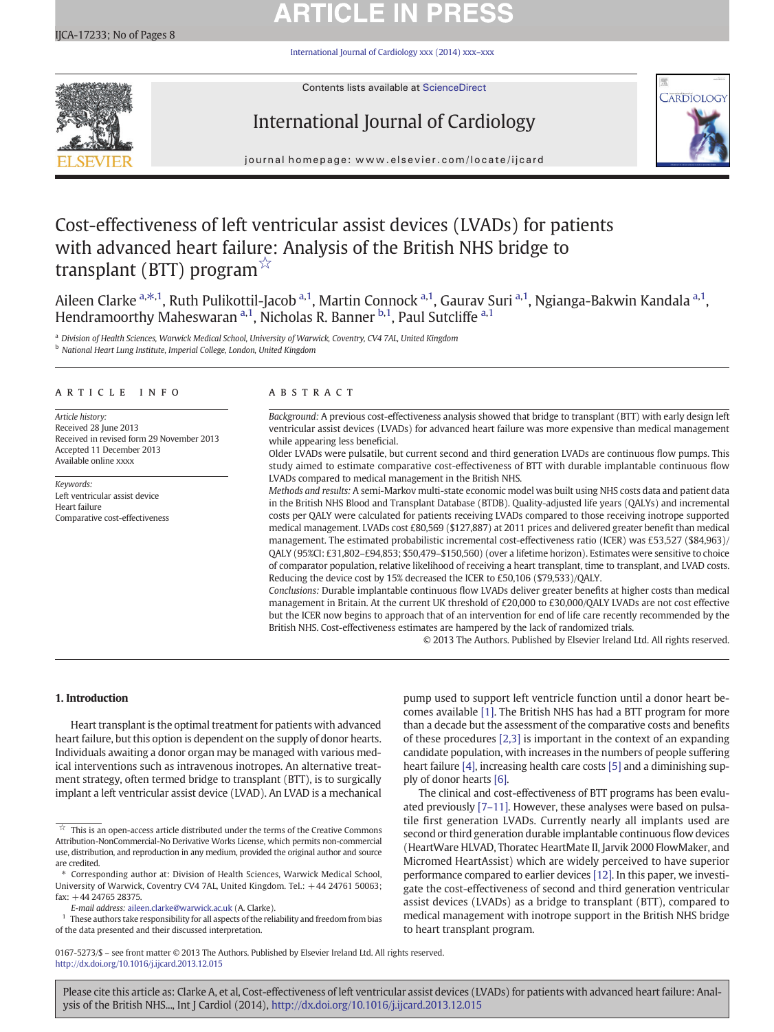# Cost-effectiveness of left ventricular assist devices (LVADs) for patients with advanced heart failure: Analysis of the British NHS bridge to transplant (BTT) program ☆

Aileen Clarke [a,*,1], Ruth Pulikottil-Jacob [a,1], Martin Connock [a,1], Gaurav Suri [a,1], Ngianga-Bakwin Kandala [a,1], Hendramoorthy Maheswaran [a,1], Nicholas R. Banner [b,1], Paul Sutcliffe [a,1]

[a] Division of Health Sciences, Warwick Medical School, University of Warwick, Coventry, CV4 7AL, United Kingdom

[b] National Heart Lung Institute, Imperial College, London, United Kingdom

## ARTICLE INFO

*Article history:*
Received 28 June 2013
Received in revised form 29 November 2013
Accepted 11 December 2013
Available online xxxx

*Keywords:*
Left ventricular assist device
Heart failure
Comparative cost-effectiveness

## ABSTRACT

*Background:* A previous cost-effectiveness analysis showed that bridge to transplant (BTT) with early design left ventricular assist devices (LVADs) for advanced heart failure was more expensive than medical management while appearing less beneficial.

Older LVADs were pulsatile, but current second and third generation LVADs are continuous flow pumps. This study aimed to estimate comparative cost-effectiveness of BTT with durable implantable continuous flow LVADs compared to medical management in the British NHS.

*Methods and results:* A semi-Markov multi-state economic model was built using NHS costs data and patient data in the British NHS Blood and Transplant Database (BTDB). Quality-adjusted life years (QALYs) and incremental costs per QALY were calculated for patients receiving LVADs compared to those receiving inotrope supported medical management. LVADs cost £80,569 ($127,887) at 2011 prices and delivered greater benefit than medical management. The estimated probabilistic incremental cost-effectiveness ratio (ICER) was £53,527 ($84,963)/QALY (95%CI: £31,802–£94,853; $50,479–$150,560) (over a lifetime horizon). Estimates were sensitive to choice of comparator population, relative likelihood of receiving a heart transplant, time to transplant, and LVAD costs. Reducing the device cost by 15% decreased the ICER to £50,106 ($79,533)/QALY.

*Conclusions:* Durable implantable continuous flow LVADs deliver greater benefits at higher costs than medical management in Britain. At the current UK threshold of £20,000 to £30,000/QALY LVADs are not cost effective but the ICER now begins to approach that of an intervention for end of life care recently recommended by the British NHS. Cost-effectiveness estimates are hampered by the lack of randomized trials.

© 2013 The Authors. Published by Elsevier Ireland Ltd. All rights reserved.

## 1. Introduction

Heart transplant is the optimal treatment for patients with advanced heart failure, but this option is dependent on the supply of donor hearts. Individuals awaiting a donor organ may be managed with various medical interventions such as intravenous inotropes. An alternative treatment strategy, often termed bridge to transplant (BTT), is to surgically implant a left ventricular assist device (LVAD). An LVAD is a mechanical pump used to support left ventricle function until a donor heart becomes available [1]. The British NHS has had a BTT program for more than a decade but the assessment of the comparative costs and benefits of these procedures [2,3] is important in the context of an expanding candidate population, with increases in the numbers of people suffering heart failure [4], increasing health care costs [5] and a diminishing supply of donor hearts [6].

The clinical and cost-effectiveness of BTT programs has been evaluated previously [7–11]. However, these analyses were based on pulsatile first generation LVADs. Currently nearly all implants used are second or third generation durable implantable continuous flow devices (HeartWare HLVAD, Thoratec HeartMate II, Jarvik 2000 FlowMaker, and Micromed HeartAssist) which are widely perceived to have superior performance compared to earlier devices [12]. In this paper, we investigate the cost-effectiveness of second and third generation ventricular assist devices (LVADs) as a bridge to transplant (BTT), compared to medical management with inotrope support in the British NHS bridge to heart transplant program.

☆ This is an open-access article distributed under the terms of the Creative Commons Attribution-NonCommercial-No Derivative Works License, which permits non-commercial use, distribution, and reproduction in any medium, provided the original author and source are credited.

\* Corresponding author at: Division of Health Sciences, Warwick Medical School, University of Warwick, Coventry CV4 7AL, United Kingdom. Tel.: +44 24761 50063; fax: +44 24765 28375.

*E-mail address:* aileen.clarke@warwick.ac.uk (A. Clarke).

[1] These authors take responsibility for all aspects of the reliability and freedom from bias of the data presented and their discussed interpretation.

0167-5273/$ – see front matter © 2013 The Authors. Published by Elsevier Ireland Ltd. All rights reserved.
http://dx.doi.org/10.1016/j.ijcard.2013.12.015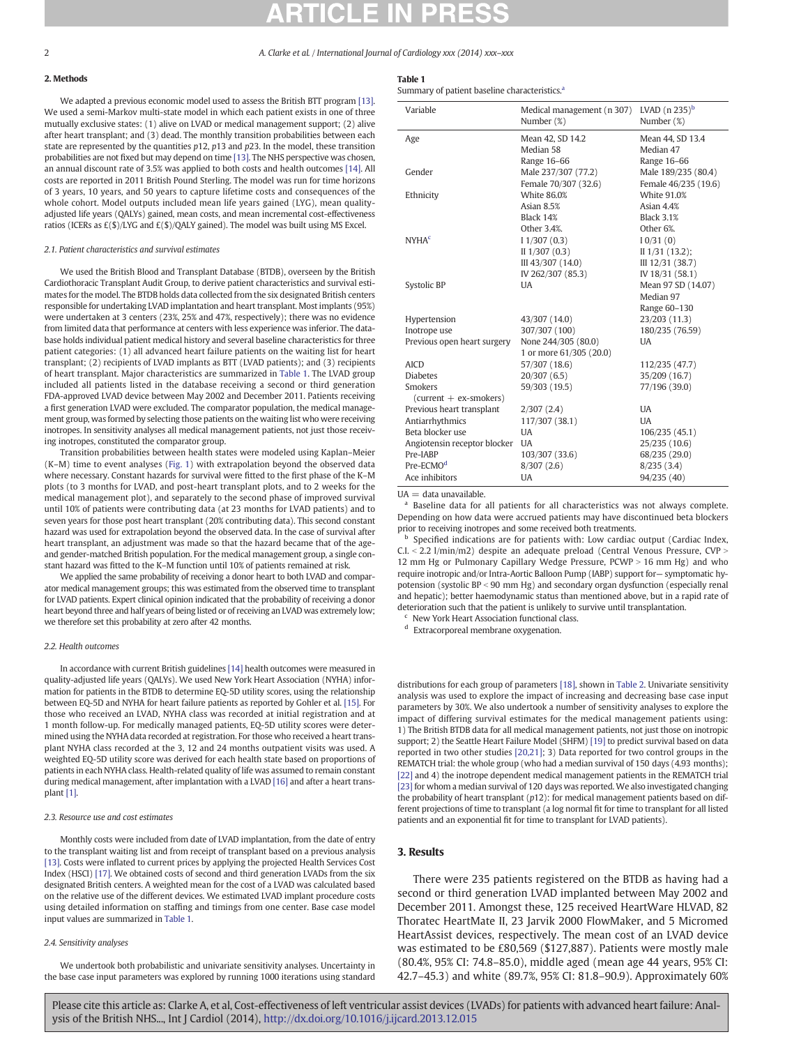## 2. Methods

We adapted a previous economic model used to assess the British BTT program [13]. We used a semi-Markov multi-state model in which each patient exists in one of three mutually exclusive states: (1) alive on LVAD or medical management support; (2) alive after heart transplant; and (3) dead. The monthly transition probabilities between each state are represented by the quantities $p12$, $p13$ and $p23$. In the model, these transition probabilities are not fixed but may depend on time [13]. The NHS perspective was chosen, an annual discount rate of 3.5% was applied to both costs and health outcomes [14]. All costs are reported in 2011 British Pound Sterling. The model was run for time horizons of 3 years, 10 years, and 50 years to capture lifetime costs and consequences of the whole cohort. Model outputs included mean life years gained (LYG), mean quality-adjusted life years (QALYs) gained, mean costs, and mean incremental cost-effectiveness ratios (ICERs as £($)/LYG and £($)/QALY gained). The model was built using MS Excel.

### 2.1. Patient characteristics and survival estimates

We used the British Blood and Transplant Database (BTDB), overseen by the British Cardiothoracic Transplant Audit Group, to derive patient characteristics and survival estimates for the model. The BTDB holds data collected from the six designated British centers responsible for undertaking LVAD implantation and heart transplant. Most implants (95%) were undertaken at 3 centers (23%, 25% and 47%, respectively); there was no evidence from limited data that performance at centers with less experience was inferior. The database holds individual patient medical history and several baseline characteristics for three patient categories: (1) all advanced heart failure patients on the waiting list for heart transplant; (2) recipients of LVAD implants as BTT (LVAD patients); and (3) recipients of heart transplant. Major characteristics are summarized in Table 1. The LVAD group included all patients listed in the database receiving a second or third generation FDA-approved LVAD device between May 2002 and December 2011. Patients receiving a first generation LVAD were excluded. The comparator population, the medical management group, was formed by selecting those patients on the waiting list who were receiving inotropes. In sensitivity analyses all medical management patients, not just those receiving inotropes, constituted the comparator group.

Transition probabilities between health states were modeled using Kaplan–Meier (K–M) time to event analyses (Fig. 1) with extrapolation beyond the observed data where necessary. Constant hazards for survival were fitted to the first phase of the K–M plots (to 3 months for LVAD, and post-heart transplant plots, and to 2 weeks for the medical management plot), and separately to the second phase of improved survival until 10% of patients were contributing data (at 23 months for LVAD patients) and to seven years for those post heart transplant (20% contributing data). This second constant hazard was used for extrapolation beyond the observed data. In the case of survival after heart transplant, an adjustment was made so that the hazard became that of the age- and gender-matched British population. For the medical management group, a single constant hazard was fitted to the K–M function until 10% of patients remained at risk.

We applied the same probability of receiving a donor heart to both LVAD and comparator medical management groups; this was estimated from the observed time to transplant for LVAD patients. Expert clinical opinion indicated that the probability of receiving a donor heart beyond three and half years of being listed or of receiving an LVAD was extremely low; we therefore set this probability at zero after 42 months.

### 2.2. Health outcomes

In accordance with current British guidelines [14] health outcomes were measured in quality-adjusted life years (QALYs). We used New York Heart Association (NYHA) information for patients in the BTDB to determine EQ-5D utility scores, using the relationship between EQ-5D and NYHA for heart failure patients as reported by Gohler et al. [15]. For those who received an LVAD, NYHA class was recorded at initial registration and at 1 month follow-up. For medically managed patients, EQ-5D utility scores were determined using the NYHA data recorded at registration. For those who received a heart transplant NYHA class recorded at the 3, 12 and 24 months outpatient visits was used. A weighted EQ-5D utility score was derived for each health state based on proportions of patients in each NYHA class. Health-related quality of life was assumed to remain constant during medical management, after implantation with a LVAD [16] and after a heart transplant [1].

### 2.3. Resource use and cost estimates

Monthly costs were included from date of LVAD implantation, from the date of entry to the transplant waiting list and from receipt of transplant based on a previous analysis [13]. Costs were inflated to current prices by applying the projected Health Services Cost Index (HSCI) [17]. We obtained costs of second and third generation LVADs from the six designated British centers. A weighted mean for the cost of a LVAD was calculated based on the relative use of the different devices. We estimated LVAD implant procedure costs using detailed information on staffing and timings from one center. Base case model input values are summarized in Table 1.

### 2.4. Sensitivity analyses

We undertook both probabilistic and univariate sensitivity analyses. Uncertainty in the base case input parameters was explored by running 1000 iterations using standard distributions for each group of parameters [18], shown in Table 2. Univariate sensitivity analysis was used to explore the impact of increasing and decreasing base case input parameters by 30%. We also undertook a number of sensitivity analyses to explore the impact of differing survival estimates for the medical management patients using: 1) The British BTDB data for all medical management patients, not just those on inotropic support; 2) the Seattle Heart Failure Model (SHFM) [19] to predict survival based on data reported in two other studies [20,21]; 3) Data reported for two control groups in the REMATCH trial: the whole group (who had a median survival of 150 days (4.93 months); [22] and 4) the inotrope dependent medical management patients in the REMATCH trial [23] for whom a median survival of 120 days was reported. We also investigated changing the probability of heart transplant ($p12$): for medical management patients based on different projections of time to transplant (a log normal fit for time to transplant for all listed patients and an exponential fit for time to transplant for LVAD patients).

**Table 1**
Summary of patient baseline characteristics.[a]

| Variable | Medical management (n 307) Number (%) | LVAD (n 235)[b] Number (%) |
|---|---|---|
| Age | Mean 42, SD 14.2<br>Median 58<br>Range 16–66 | Mean 44, SD 13.4<br>Median 47<br>Range 16–66 |
| Gender | Male 237/307 (77.2)<br>Female 70/307 (32.6) | Male 189/235 (80.4)<br>Female 46/235 (19.6) |
| Ethnicity | White 86.0%<br>Asian 8.5%<br>Black 14%<br>Other 3.4%. | White 91.0%<br>Asian 4.4%<br>Black 3.1%<br>Other 6%. |
| NYHA[c] | I 1/307 (0.3)<br>II 1/307 (0.3)<br>III 43/307 (14.0)<br>IV 262/307 (85.3) | I 0/31 (0)<br>II 1/31 (13.2);<br>III 12/31 (38.7)<br>IV 18/31 (58.1) |
| Systolic BP | UA | Mean 97 SD (14.07)<br>Median 97<br>Range 60–130 |
| Hypertension | 43/307 (14.0) | 23/203 (11.3) |
| Inotrope use | 307/307 (100) | 180/235 (76.59) |
| Previous open heart surgery | None 244/305 (80.0)<br>1 or more 61/305 (20.0) | UA |
| AICD | 57/307 (18.6) | 112/235 (47.7) |
| Diabetes | 20/307 (6.5) | 35/209 (16.7) |
| Smokers (current + ex-smokers) | 59/303 (19.5) | 77/196 (39.0) |
| Previous heart transplant | 2/307 (2.4) | UA |
| Antiarrhythmics | 117/307 (38.1) | UA |
| Beta blocker use | UA | 106/235 (45.1) |
| Angiotensin receptor blocker | UA | 25/235 (10.6) |
| Pre-IABP | 103/307 (33.6) | 68/235 (29.0) |
| Pre-ECMO[d] | 8/307 (2.6) | 8/235 (3.4) |
| Ace inhibitors | UA | 94/235 (40) |

UA = data unavailable.

[a] Baseline data for all patients for all characteristics was not always complete. Depending on how data were accrued patients may have discontinued beta blockers prior to receiving inotropes and some received both treatments.

[b] Specified indications are for patients with: Low cardiac output (Cardiac Index, C.I. < 2.2 l/min/m2) despite an adequate preload (Central Venous Pressure, CVP > 12 mm Hg or Pulmonary Capillary Wedge Pressure, PCWP > 16 mm Hg) and who require inotropic and/or Intra-Aortic Balloon Pump (IABP) support for— symptomatic hypotension (systolic BP < 90 mm Hg) and secondary organ dysfunction (especially renal and hepatic); better haemodynamic status than mentioned above, but in a rapid rate of deterioration such that the patient is unlikely to survive until transplantation.

[c] New York Heart Association functional class.

[d] Extracorporeal membrane oxygenation.

## 3. Results

There were 235 patients registered on the BTDB as having had a second or third generation LVAD implanted between May 2002 and December 2011. Amongst these, 125 received HeartWare HLVAD, 82 Thoratec HeartMate II, 23 Jarvik 2000 FlowMaker, and 5 Micromed HeartAssist devices, respectively. The mean cost of an LVAD device was estimated to be £80,569 ($127,887). Patients were mostly male (80.4%, 95% CI: 74.8–85.0), middle aged (mean age 44 years, 95% CI: 42.7–45.3) and white (89.7%, 95% CI: 81.8–90.9). Approximately 60%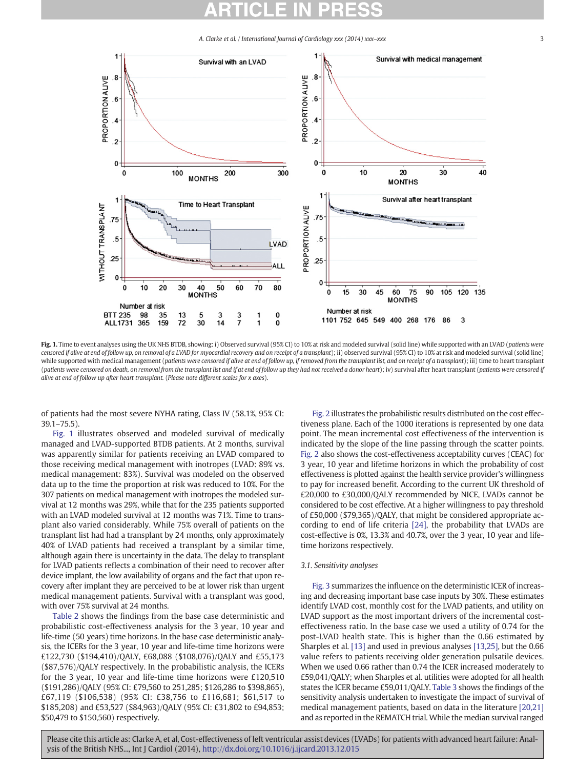**Fig. 1.** Time to event analyses using the UK NHS BTDB, showing: i) Observed survival (95% CI) to 10% at risk and modeled survival (solid line) while supported with an LVAD (*patients were censored if alive at end of follow up, on removal of a LVAD for myocardial recovery and on receipt of a transplant*); ii) observed survival (95% CI) to 10% at risk and modeled survival (solid line) while supported with medical management (*patients were censored if alive at end of follow up, if removed from the transplant list, and on receipt of a transplant*); iii) time to heart transplant (*patients were censored on death, on removal from the transplant list and if at end of follow up they had not received a donor heart*); iv) survival after heart transplant (*patients were censored if alive at end of follow up after heart transplant. (Please note different scales for x axes)*.

of patients had the most severe NYHA rating, Class IV (58.1%, 95% CI: 39.1–75.5).

Fig. 1 illustrates observed and modeled survival of medically managed and LVAD-supported BTDB patients. At 2 months, survival was apparently similar for patients receiving an LVAD compared to those receiving medical management with inotropes (LVAD: 89% vs. medical management: 83%). Survival was modeled on the observed data up to the time the proportion at risk was reduced to 10%. For the 307 patients on medical management with inotropes the modeled survival at 12 months was 29%, while that for the 235 patients supported with an LVAD modeled survival at 12 months was 71%. Time to transplant also varied considerably. While 75% overall of patients on the transplant list had had a transplant by 24 months, only approximately 40% of LVAD patients had received a transplant by a similar time, although again there is uncertainty in the data. The delay to transplant for LVAD patients reflects a combination of their need to recover after device implant, the low availability of organs and the fact that upon recovery after implant they are perceived to be at lower risk than urgent medical management patients. Survival with a transplant was good, with over 75% survival at 24 months.

Table 2 shows the findings from the base case deterministic and probabilistic cost-effectiveness analysis for the 3 year, 10 year and life-time (50 years) time horizons. In the base case deterministic analysis, the ICERs for the 3 year, 10 year and life-time time horizons were £122,730 ($194,410)/QALY, £68,088 ($108,076)/QALY and £55,173 ($87,576)/QALY respectively. In the probabilistic analysis, the ICERs for the 3 year, 10 year and life-time time horizons were £120,510 ($191,286)/QALY (95% CI: £79,560 to 251,285; $126,286 to $398,865), £67,119 ($106,538) (95% CI: £38,756 to £116,681; $61,517 to $185,208) and £53,527 ($84,963)/QALY (95% CI: £31,802 to £94,853; $50,479 to $150,560) respectively.

Fig. 2 illustrates the probabilistic results distributed on the cost effectiveness plane. Each of the 1000 iterations is represented by one data point. The mean incremental cost effectiveness of the intervention is indicated by the slope of the line passing through the scatter points. Fig. 2 also shows the cost-effectiveness acceptability curves (CEAC) for 3 year, 10 year and lifetime horizons in which the probability of cost effectiveness is plotted against the health service provider's willingness to pay for increased benefit. According to the current UK threshold of £20,000 to £30,000/QALY recommended by NICE, LVADs cannot be considered to be cost effective. At a higher willingness to pay threshold of £50,000 ($79,365)/QALY, that might be considered appropriate according to end of life criteria [24], the probability that LVADs are cost-effective is 0%, 13.3% and 40.7%, over the 3 year, 10 year and lifetime horizons respectively.

### 3.1. Sensitivity analyses

Fig. 3 summarizes the influence on the deterministic ICER of increasing and decreasing important base case inputs by 30%. These estimates identify LVAD cost, monthly cost for the LVAD patients, and utility on LVAD support as the most important drivers of the incremental cost-effectiveness ratio. In the base case we used a utility of 0.74 for the post-LVAD health state. This is higher than the 0.66 estimated by Sharples et al. [13] and used in previous analyses [13,25], but the 0.66 value refers to patients receiving older generation pulsatile devices. When we used 0.66 rather than 0.74 the ICER increased moderately to £59,041/QALY; when Sharples et al. utilities were adopted for all health states the ICER became £59,011/QALY. Table 3 shows the findings of the sensitivity analysis undertaken to investigate the impact of survival of medical management patients, based on data in the literature [20,21] and as reported in the REMATCH trial. While the median survival ranged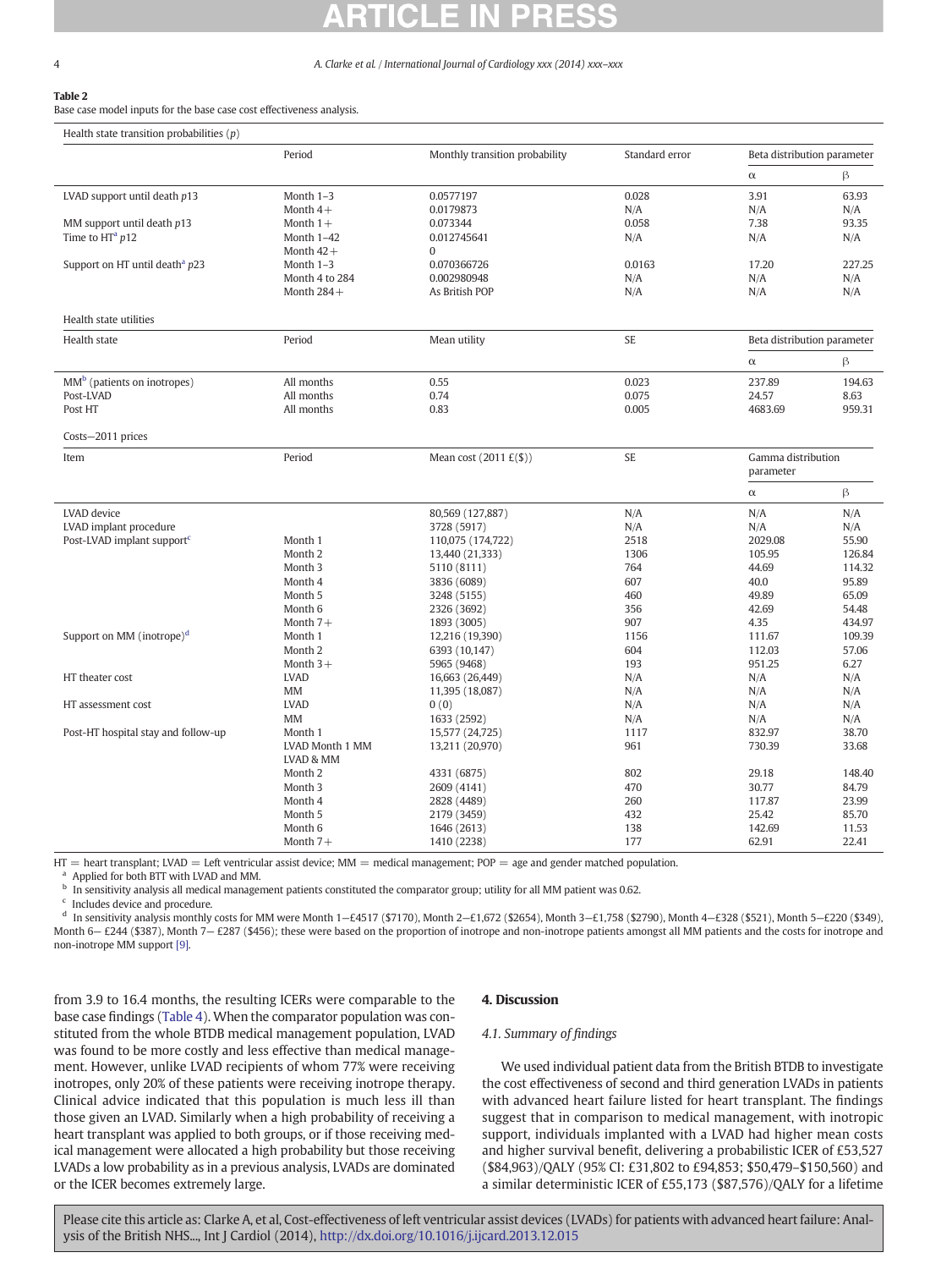**Table 2**
Base case model inputs for the base case cost effectiveness analysis.

| Health state transition probabilities ($p$) | | | | | |
|---|---|---|---|---|---|
| | Period | Monthly transition probability | Standard error | Beta distribution parameter | |
| | | | | α | β |
| LVAD support until death $p13$ | Month 1–3 | 0.0577197 | 0.028 | 3.91 | 63.93 |
| | Month 4+ | 0.0179873 | N/A | N/A | N/A |
| MM support until death $p13$ | Month 1+ | 0.073344 | 0.058 | 7.38 | 93.35 |
| Time to HT[a] $p12$ | Month 1–42 | 0.012745641 | N/A | N/A | N/A |
| | Month 42+ | 0 | | | |
| Support on HT until death[a] $p23$ | Month 1–3 | 0.070366726 | 0.0163 | 17.20 | 227.25 |
| | Month 4 to 284 | 0.002980948 | N/A | N/A | N/A |
| | Month 284+ | As British POP | N/A | N/A | N/A |
| **Health state utilities** | | | | | |
| Health state | Period | Mean utility | SE | Beta distribution parameter | |
| | | | | α | β |
| MM[b] (patients on inotropes) | All months | 0.55 | 0.023 | 237.89 | 194.63 |
| Post-LVAD | All months | 0.74 | 0.075 | 24.57 | 8.63 |
| Post HT | All months | 0.83 | 0.005 | 4683.69 | 959.31 |
| **Costs—2011 prices** | | | | | |
| Item | Period | Mean cost (2011 £($)) | SE | Gamma distribution parameter | |
| | | | | α | β |
| LVAD device | | 80,569 (127,887) | N/A | N/A | N/A |
| LVAD implant procedure | | 3728 (5917) | N/A | N/A | N/A |
| Post-LVAD implant support[c] | Month 1 | 110,075 (174,722) | 2518 | 2029.08 | 55.90 |
| | Month 2 | 13,440 (21,333) | 1306 | 105.95 | 126.84 |
| | Month 3 | 5110 (8111) | 764 | 44.69 | 114.32 |
| | Month 4 | 3836 (6089) | 607 | 40.0 | 95.89 |
| | Month 5 | 3248 (5155) | 460 | 49.89 | 65.09 |
| | Month 6 | 2326 (3692) | 356 | 42.69 | 54.48 |
| | Month 7+ | 1893 (3005) | 907 | 4.35 | 434.97 |
| Support on MM (inotrope)[d] | Month 1 | 12,216 (19,390) | 1156 | 111.67 | 109.39 |
| | Month 2 | 6393 (10,147) | 604 | 112.03 | 57.06 |
| | Month 3+ | 5965 (9468) | 193 | 951.25 | 6.27 |
| HT theater cost | LVAD | 16,663 (26,449) | N/A | N/A | N/A |
| | MM | 11,395 (18,087) | N/A | N/A | N/A |
| HT assessment cost | LVAD | 0 (0) | N/A | N/A | N/A |
| | MM | 1633 (2592) | N/A | N/A | N/A |
| Post-HT hospital stay and follow-up | Month 1 | 15,577 (24,725) | 1117 | 832.97 | 38.70 |
| | LVAD Month 1 MM | 13,211 (20,970) | 961 | 730.39 | 33.68 |
| | LVAD & MM | | | | |
| | Month 2 | 4331 (6875) | 802 | 29.18 | 148.40 |
| | Month 3 | 2609 (4141) | 470 | 30.77 | 84.79 |
| | Month 4 | 2828 (4489) | 260 | 117.87 | 23.99 |
| | Month 5 | 2179 (3459) | 432 | 25.42 | 85.70 |
| | Month 6 | 1646 (2613) | 138 | 142.69 | 11.53 |
| | Month 7+ | 1410 (2238) | 177 | 62.91 | 22.41 |

HT = heart transplant; LVAD = Left ventricular assist device; MM = medical management; POP = age and gender matched population.
[a] Applied for both BTT with LVAD and MM.
[b] In sensitivity analysis all medical management patients constituted the comparator group; utility for all MM patient was 0.62.
[c] Includes device and procedure.
[d] In sensitivity analysis monthly costs for MM were Month 1—£4517 ($7170), Month 2—£1,672 ($2654), Month 3—£1,758 ($2790), Month 4—£328 ($521), Month 5—£220 ($349), Month 6— £244 ($387), Month 7— £287 ($456); these were based on the proportion of inotrope and non-inotrope patients amongst all MM patients and the costs for inotrope and non-inotrope MM support [9].

from 3.9 to 16.4 months, the resulting ICERs were comparable to the base case findings (Table 4). When the comparator population was constituted from the whole BTDB medical management population, LVAD was found to be more costly and less effective than medical management. However, unlike LVAD recipients of whom 77% were receiving inotropes, only 20% of these patients were receiving inotrope therapy. Clinical advice indicated that this population is much less ill than those given an LVAD. Similarly when a high probability of receiving a heart transplant was applied to both groups, or if those receiving medical management were allocated a high probability but those receiving LVADs a low probability as in a previous analysis, LVADs are dominated or the ICER becomes extremely large.

## 4. Discussion

### 4.1. Summary of findings

We used individual patient data from the British BTDB to investigate the cost effectiveness of second and third generation LVADs in patients with advanced heart failure listed for heart transplant. The findings suggest that in comparison to medical management, with inotropic support, individuals implanted with a LVAD had higher mean costs and higher survival benefit, delivering a probabilistic ICER of £53,527 ($84,963)/QALY (95% CI: £31,802 to £94,853; $50,479–$150,560) and a similar deterministic ICER of £55,173 ($87,576)/QALY for a lifetime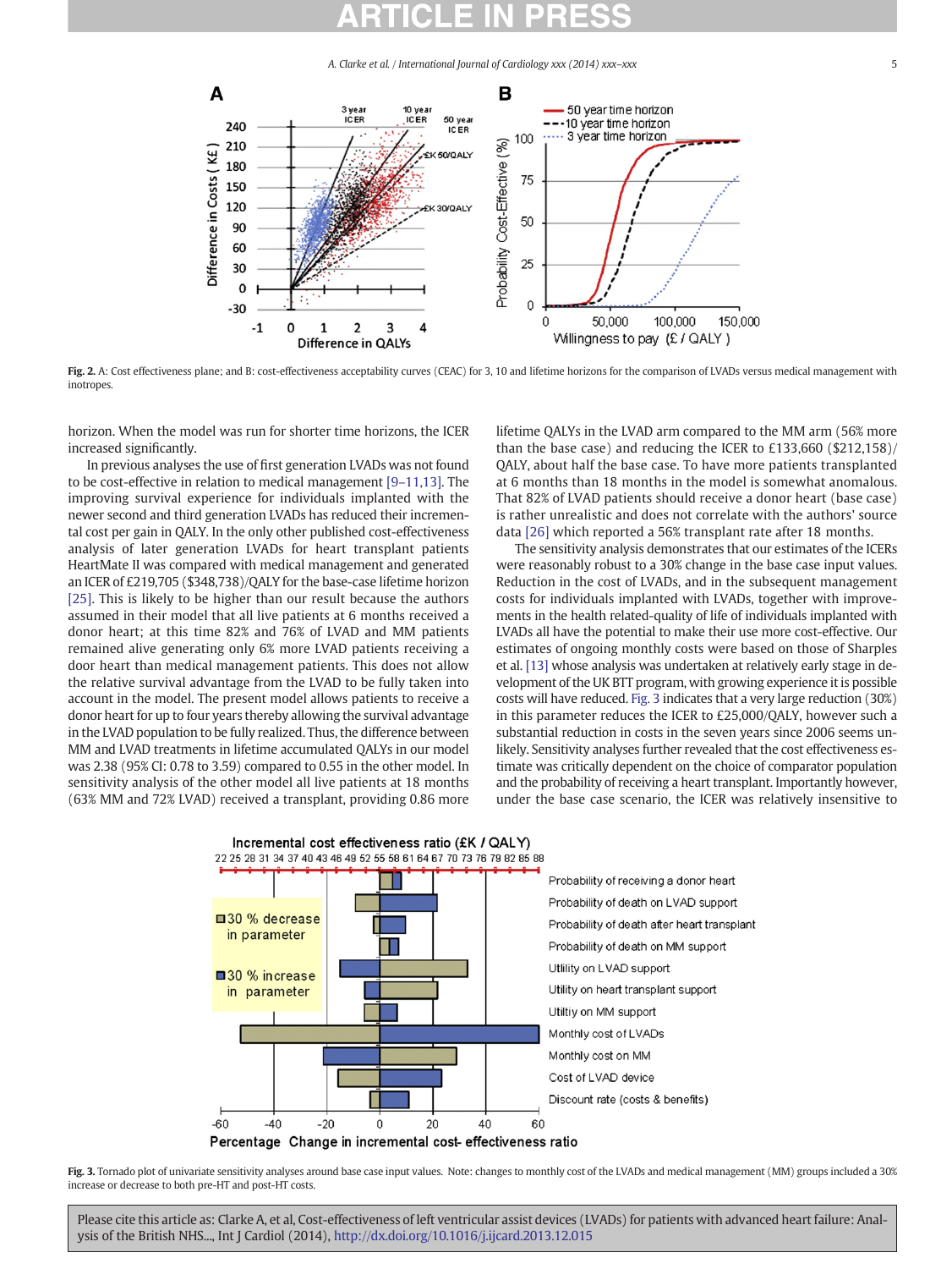Fig. 2. A: Cost effectiveness plane; and B: cost-effectiveness acceptability curves (CEAC) for 3, 10 and lifetime horizons for the comparison of LVADs versus medical management with inotropes.

horizon. When the model was run for shorter time horizons, the ICER increased significantly.

In previous analyses the use of first generation LVADs was not found to be cost-effective in relation to medical management [9–11,13]. The improving survival experience for individuals implanted with the newer second and third generation LVADs has reduced their incremental cost per gain in QALY. In the only other published cost-effectiveness analysis of later generation LVADs for heart transplant patients HeartMate II was compared with medical management and generated an ICER of £219,705 ($348,738)/QALY for the base-case lifetime horizon [25]. This is likely to be higher than our result because the authors assumed in their model that all live patients at 6 months received a donor heart; at this time 82% and 76% of LVAD and MM patients remained alive generating only 6% more LVAD patients receiving a door heart than medical management patients. This does not allow the relative survival advantage from the LVAD to be fully taken into account in the model. The present model allows patients to receive a donor heart for up to four years thereby allowing the survival advantage in the LVAD population to be fully realized. Thus, the difference between MM and LVAD treatments in lifetime accumulated QALYs in our model was 2.38 (95% CI: 0.78 to 3.59) compared to 0.55 in the other model. In sensitivity analysis of the other model all live patients at 18 months (63% MM and 72% LVAD) received a transplant, providing 0.86 more lifetime QALYs in the LVAD arm compared to the MM arm (56% more than the base case) and reducing the ICER to £133,660 ($212,158)/QALY, about half the base case. To have more patients transplanted at 6 months than 18 months in the model is somewhat anomalous. That 82% of LVAD patients should receive a donor heart (base case) is rather unrealistic and does not correlate with the authors' source data [26] which reported a 56% transplant rate after 18 months.

The sensitivity analysis demonstrates that our estimates of the ICERs were reasonably robust to a 30% change in the base case input values. Reduction in the cost of LVADs, and in the subsequent management costs for individuals implanted with LVADs, together with improvements in the health related-quality of life of individuals implanted with LVADs all have the potential to make their use more cost-effective. Our estimates of ongoing monthly costs were based on those of Sharples et al. [13] whose analysis was undertaken at relatively early stage in development of the UK BTT program, with growing experience it is possible costs will have reduced. Fig. 3 indicates that a very large reduction (30%) in this parameter reduces the ICER to £25,000/QALY, however such a substantial reduction in costs in the seven years since 2006 seems unlikely. Sensitivity analyses further revealed that the cost effectiveness estimate was critically dependent on the choice of comparator population and the probability of receiving a heart transplant. Importantly however, under the base case scenario, the ICER was relatively insensitive to

Fig. 3. Tornado plot of univariate sensitivity analyses around base case input values. Note: changes to monthly cost of the LVADs and medical management (MM) groups included a 30% increase or decrease to both pre-HT and post-HT costs.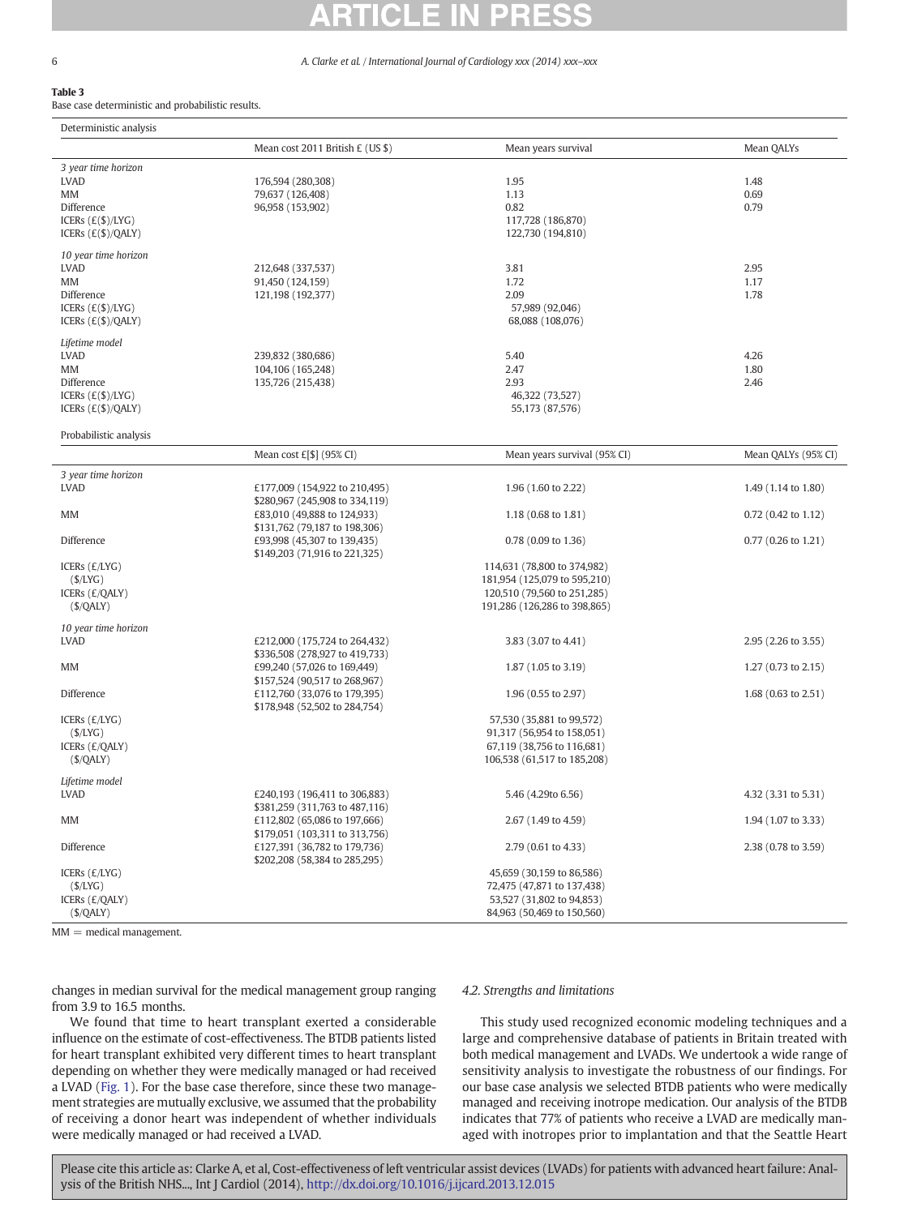**Table 3**
Base case deterministic and probabilistic results.

| Deterministic analysis | | | |
|---|---|---|---|
| | Mean cost 2011 British £ (US $) | Mean years survival | Mean QALYs |
| *3 year time horizon* | | | |
| LVAD | 176,594 (280,308) | 1.95 | 1.48 |
| MM | 79,637 (126,408) | 1.13 | 0.69 |
| Difference | 96,958 (153,902) | 0.82 | 0.79 |
| ICERs (£($)/LYG) | | 117,728 (186,870) | |
| ICERs (£($)/QALY) | | 122,730 (194,810) | |
| *10 year time horizon* | | | |
| LVAD | 212,648 (337,537) | 3.81 | 2.95 |
| MM | 91,450 (124,159) | 1.72 | 1.17 |
| Difference | 121,198 (192,377) | 2.09 | 1.78 |
| ICERs (£($)/LYG) | | 57,989 (92,046) | |
| ICERs (£($)/QALY) | | 68,088 (108,076) | |
| *Lifetime model* | | | |
| LVAD | 239,832 (380,686) | 5.40 | 4.26 |
| MM | 104,106 (165,248) | 2.47 | 1.80 |
| Difference | 135,726 (215,438) | 2.93 | 2.46 |
| ICERs (£($)/LYG) | | 46,322 (73,527) | |
| ICERs (£($)/QALY) | | 55,173 (87,576) | |
| **Probabilistic analysis** | | | |
| | Mean cost £[$] (95% CI) | Mean years survival (95% CI) | Mean QALYs (95% CI) |
| *3 year time horizon* | | | |
| LVAD | £177,009 (154,922 to 210,495) $280,967 (245,908 to 334,119) | 1.96 (1.60 to 2.22) | 1.49 (1.14 to 1.80) |
| MM | £83,010 (49,888 to 124,933) $131,762 (79,187 to 198,306) | 1.18 (0.68 to 1.81) | 0.72 (0.42 to 1.12) |
| Difference | £93,998 (45,307 to 139,435) $149,203 (71,916 to 221,325) | 0.78 (0.09 to 1.36) | 0.77 (0.26 to 1.21) |
| ICERs (£/LYG) | | 114,631 (78,800 to 374,982) | |
| ($/LYG) | | 181,954 (125,079 to 595,210) | |
| ICERs (£/QALY) | | 120,510 (79,560 to 251,285) | |
| ($/QALY) | | 191,286 (126,286 to 398,865) | |
| *10 year time horizon* | | | |
| LVAD | £212,000 (175,724 to 264,432) $336,508 (278,927 to 419,733) | 3.83 (3.07 to 4.41) | 2.95 (2.26 to 3.55) |
| MM | £99,240 (57,026 to 169,449) $157,524 (90,517 to 268,967) | 1.87 (1.05 to 3.19) | 1.27 (0.73 to 2.15) |
| Difference | £112,760 (33,076 to 179,395) $178,948 (52,502 to 284,754) | 1.96 (0.55 to 2.97) | 1.68 (0.63 to 2.51) |
| ICERs (£/LYG) | | 57,530 (35,881 to 99,572) | |
| ($/LYG) | | 91,317 (56,954 to 158,051) | |
| ICERs (£/QALY) | | 67,119 (38,756 to 116,681) | |
| ($/QALY) | | 106,538 (61,517 to 185,208) | |
| *Lifetime model* | | | |
| LVAD | £240,193 (196,411 to 306,883) $381,259 (311,763 to 487,116) | 5.46 (4.29to 6.56) | 4.32 (3.31 to 5.31) |
| MM | £112,802 (65,086 to 197,666) $179,051 (103,311 to 313,756) | 2.67 (1.49 to 4.59) | 1.94 (1.07 to 3.33) |
| Difference | £127,391 (36,782 to 179,736) $202,208 (58,384 to 285,295) | 2.79 (0.61 to 4.33) | 2.38 (0.78 to 3.59) |
| ICERs (£/LYG) | | 45,659 (30,159 to 86,586) | |
| ($/LYG) | | 72,475 (47,871 to 137,438) | |
| ICERs (£/QALY) | | 53,527 (31,802 to 94,853) | |
| ($/QALY) | | 84,963 (50,469 to 150,560) | |

MM = medical management.

changes in median survival for the medical management group ranging from 3.9 to 16.5 months.

We found that time to heart transplant exerted a considerable influence on the estimate of cost-effectiveness. The BTDB patients listed for heart transplant exhibited very different times to heart transplant depending on whether they were medically managed or had received a LVAD (Fig. 1). For the base case therefore, since these two management strategies are mutually exclusive, we assumed that the probability of receiving a donor heart was independent of whether individuals were medically managed or had received a LVAD.

### 4.2. Strengths and limitations

This study used recognized economic modeling techniques and a large and comprehensive database of patients in Britain treated with both medical management and LVADs. We undertook a wide range of sensitivity analysis to investigate the robustness of our findings. For our base case analysis we selected BTDB patients who were medically managed and receiving inotrope medication. Our analysis of the BTDB indicates that 77% of patients who receive a LVAD are medically managed with inotropes prior to implantation and that the Seattle Heart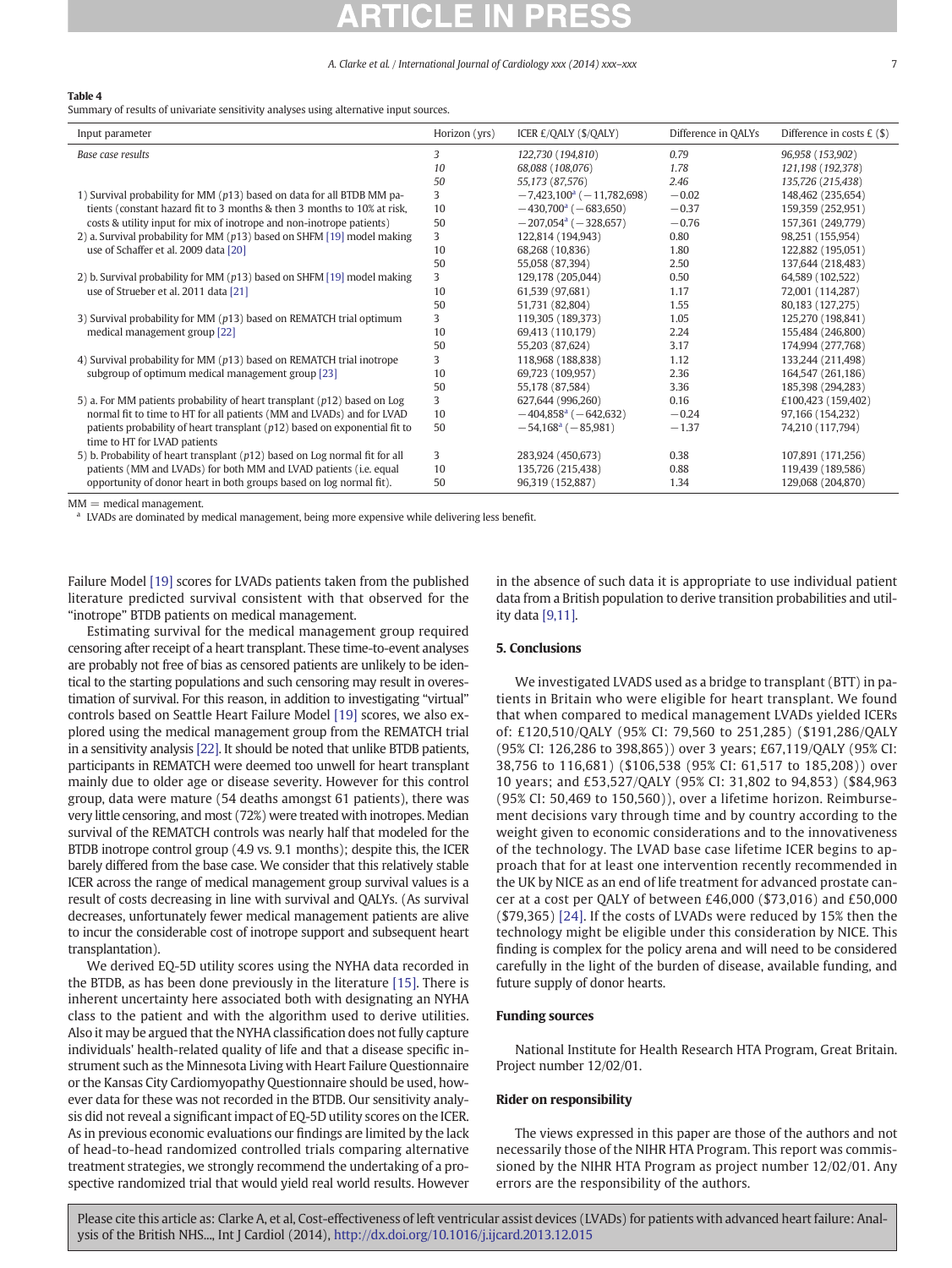**Table 4**
Summary of results of univariate sensitivity analyses using alternative input sources.

| Input parameter | Horizon (yrs) | ICER £/QALY ($/QALY) | Difference in QALYs | Difference in costs £ ($) |
|---|---|---|---|---|
| *Base case results* | *3* | *122,730 (194,810)* | *0.79* | *96,958 (153,902)* |
| | *10* | *68,088 (108,076)* | *1.78* | *121,198 (192,378)* |
| | *50* | *55,173 (87,576)* | *2.46* | *135,726 (215,438)* |
| 1) Survival probability for MM ($p13$) based on data for all BTDB MM patients (constant hazard fit to 3 months & then 3 months to 10% at risk, costs & utility input for mix of inotrope and non-inotrope patients) | 3 | −7,423,100[a] (−11,782,698) | −0.02 | 148,462 (235,654) |
| | 10 | −430,700[a] (−683,650) | −0.37 | 159,359 (252,951) |
| | 50 | −207,054[a] (−328,657) | −0.76 | 157,361 (249,779) |
| 2) a. Survival probability for MM ($p13$) based on SHFM [19] model making use of Schaffer et al. 2009 data [20] | 3 | 122,814 (194,943) | 0.80 | 98,251 (155,954) |
| | 10 | 68,268 (10,836) | 1.80 | 122,882 (195,051) |
| | 50 | 55,058 (87,394) | 2.50 | 137,644 (218,483) |
| 2) b. Survival probability for MM ($p13$) based on SHFM [19] model making use of Strueber et al. 2011 data [21] | 3 | 129,178 (205,044) | 0.50 | 64,589 (102,522) |
| | 10 | 61,539 (97,681) | 1.17 | 72,001 (114,287) |
| | 50 | 51,731 (82,804) | 1.55 | 80,183 (127,275) |
| 3) Survival probability for MM ($p13$) based on REMATCH trial optimum medical management group [22] | 3 | 119,305 (189,373) | 1.05 | 125,270 (198,841) |
| | 10 | 69,413 (110,179) | 2.24 | 155,484 (246,800) |
| | 50 | 55,203 (87,624) | 3.17 | 174,994 (277,768) |
| 4) Survival probability for MM ($p13$) based on REMATCH trial inotrope subgroup of optimum medical management group [23] | 3 | 118,968 (188,838) | 1.12 | 133,244 (211,498) |
| | 10 | 69,723 (109,957) | 2.36 | 164,547 (261,186) |
| | 50 | 55,178 (87,584) | 3.36 | 185,398 (294,283) |
| 5) a. For MM patients probability of heart transplant ($p12$) based on Log normal fit to time to HT for all patients (MM and LVADs) and for LVAD patients probability of heart transplant ($p12$) based on exponential fit to time to HT for LVAD patients | 3 | 627,644 (996,260) | 0.16 | £100,423 (159,402) |
| | 10 | −404,858[a] (−642,632) | −0.24 | 97,166 (154,232) |
| | 50 | −54,168[a] (−85,981) | −1.37 | 74,210 (117,794) |
| 5) b. Probability of heart transplant ($p12$) based on Log normal fit for all patients (MM and LVADs) for both MM and LVAD patients (i.e. equal opportunity of donor heart in both groups based on log normal fit). | 3 | 283,924 (450,673) | 0.38 | 107,891 (171,256) |
| | 10 | 135,726 (215,438) | 0.88 | 119,439 (189,586) |
| | 50 | 96,319 (152,887) | 1.34 | 129,068 (204,870) |

MM = medical management.
[a] LVADs are dominated by medical management, being more expensive while delivering less benefit.

Failure Model [19] scores for LVADs patients taken from the published literature predicted survival consistent with that observed for the "inotrope" BTDB patients on medical management.

Estimating survival for the medical management group required censoring after receipt of a heart transplant. These time-to-event analyses are probably not free of bias as censored patients are unlikely to be identical to the starting populations and such censoring may result in overestimation of survival. For this reason, in addition to investigating "virtual" controls based on Seattle Heart Failure Model [19] scores, we also explored using the medical management group from the REMATCH trial in a sensitivity analysis [22]. It should be noted that unlike BTDB patients, participants in REMATCH were deemed too unwell for heart transplant mainly due to older age or disease severity. However for this control group, data were mature (54 deaths amongst 61 patients), there was very little censoring, and most (72%) were treated with inotropes. Median survival of the REMATCH controls was nearly half that modeled for the BTDB inotrope control group (4.9 vs. 9.1 months); despite this, the ICER barely differed from the base case. We consider that this relatively stable ICER across the range of medical management group survival values is a result of costs decreasing in line with survival and QALYs. (As survival decreases, unfortunately fewer medical management patients are alive to incur the considerable cost of inotrope support and subsequent heart transplantation).

We derived EQ-5D utility scores using the NYHA data recorded in the BTDB, as has been done previously in the literature [15]. There is inherent uncertainty here associated both with designating an NYHA class to the patient and with the algorithm used to derive utilities. Also it may be argued that the NYHA classification does not fully capture individuals' health-related quality of life and that a disease specific instrument such as the Minnesota Living with Heart Failure Questionnaire or the Kansas City Cardiomyopathy Questionnaire should be used, however data for these was not recorded in the BTDB. Our sensitivity analysis did not reveal a significant impact of EQ-5D utility scores on the ICER. As in previous economic evaluations our findings are limited by the lack of head-to-head randomized controlled trials comparing alternative treatment strategies, we strongly recommend the undertaking of a prospective randomized trial that would yield real world results. However in the absence of such data it is appropriate to use individual patient data from a British population to derive transition probabilities and utility data [9,11].

## 5. Conclusions

We investigated LVADS used as a bridge to transplant (BTT) in patients in Britain who were eligible for heart transplant. We found that when compared to medical management LVADs yielded ICERs of: £120,510/QALY (95% CI: 79,560 to 251,285) ($191,286/QALY (95% CI: 126,286 to 398,865)) over 3 years; £67,119/QALY (95% CI: 38,756 to 116,681) ($106,538 (95% CI: 61,517 to 185,208)) over 10 years; and £53,527/QALY (95% CI: 31,802 to 94,853) ($84,963 (95% CI: 50,469 to 150,560)), over a lifetime horizon. Reimbursement decisions vary through time and by country according to the weight given to economic considerations and to the innovativeness of the technology. The LVAD base case lifetime ICER begins to approach that for at least one intervention recently recommended in the UK by NICE as an end of life treatment for advanced prostate cancer at a cost per QALY of between £46,000 ($73,016) and £50,000 ($79,365) [24]. If the costs of LVADs were reduced by 15% then the technology might be eligible under this consideration by NICE. This finding is complex for the policy arena and will need to be considered carefully in the light of the burden of disease, available funding, and future supply of donor hearts.

## Funding sources

National Institute for Health Research HTA Program, Great Britain. Project number 12/02/01.

## Rider on responsibility

The views expressed in this paper are those of the authors and not necessarily those of the NIHR HTA Program. This report was commissioned by the NIHR HTA Program as project number 12/02/01. Any errors are the responsibility of the authors.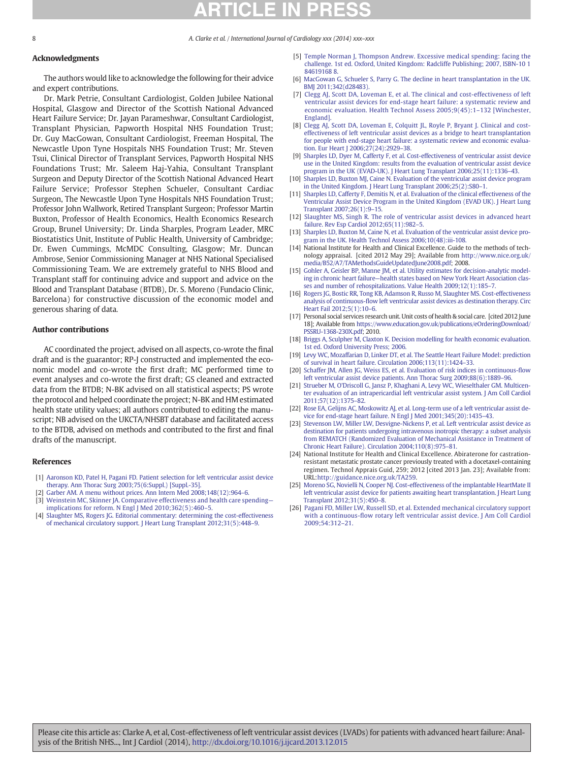## Acknowledgments

The authors would like to acknowledge the following for their advice and expert contributions.

Dr. Mark Petrie, Consultant Cardiologist, Golden Jubilee National Hospital, Glasgow and Director of the Scottish National Advanced Heart Failure Service; Dr. Jayan Parameshwar, Consultant Cardiologist, Transplant Physician, Papworth Hospital NHS Foundation Trust; Dr. Guy MacGowan, Consultant Cardiologist, Freeman Hospital, The Newcastle Upon Tyne Hospitals NHS Foundation Trust; Mr. Steven Tsui, Clinical Director of Transplant Services, Papworth Hospital NHS Foundations Trust; Mr. Saleem Haj-Yahia, Consultant Transplant Surgeon and Deputy Director of the Scottish National Advanced Heart Failure Service; Professor Stephen Schueler, Consultant Cardiac Surgeon, The Newcastle Upon Tyne Hospitals NHS Foundation Trust; Professor John Wallwork, Retired Transplant Surgeon; Professor Martin Buxton, Professor of Health Economics, Health Economics Research Group, Brunel University; Dr. Linda Sharples, Program Leader, MRC Biostatistics Unit, Institute of Public Health, University of Cambridge; Dr. Ewen Cummings, McMDC Consulting, Glasgow; Mr. Duncan Ambrose, Senior Commissioning Manager at NHS National Specialised Commissioning Team. We are extremely grateful to NHS Blood and Transplant staff for continuing advice and support and advice on the Blood and Transplant Database (BTDB), Dr. S. Moreno (Fundacio Clinic, Barcelona) for constructive discussion of the economic model and generous sharing of data.

## Author contributions

AC coordinated the project, advised on all aspects, co-wrote the final draft and is the guarantor; RP-J constructed and implemented the economic model and co-wrote the first draft; MC performed time to event analyses and co-wrote the first draft; GS cleaned and extracted data from the BTDB; N-BK advised on all statistical aspects; PS wrote the protocol and helped coordinate the project; N-BK and HM estimated health state utility values; all authors contributed to editing the manuscript; NB advised on the UKCTA/NHSBT database and facilitated access to the BTDB, advised on methods and contributed to the first and final drafts of the manuscript.

## References

[1] Aaronson KD, Patel H, Pagani FD. Patient selection for left ventricular assist device therapy. Ann Thorac Surg 2003;75(6:Suppl.) [Suppl.-35].

[2] Garber AM. A menu without prices. Ann Intern Med 2008;148(12):964–6.

[3] Weinstein MC, Skinner JA. Comparative effectiveness and health care spending—implications for reform. N Engl J Med 2010;362(5):460–5.

[4] Slaughter MS, Rogers JG. Editorial commentary: determining the cost-effectiveness of mechanical circulatory support. J Heart Lung Transplant 2012;31(5):448–9.

[5] Temple Norman J, Thompson Andrew. Excessive medical spending: facing the challenge. 1st ed. Oxford, United Kingdom: Radcliffe Publishing; 2007, ISBN-10 1 84619168 8.

[6] MacGowan G, Schueler S, Parry G. The decline in heart transplantation in the UK. BMJ 2011;342(d28483).

[7] Clegg AJ, Scott DA, Loveman E, et al. The clinical and cost-effectiveness of left ventricular assist devices for end-stage heart failure: a systematic review and economic evaluation. Health Technol Assess 2005;9(45):1–132 [Winchester, England].

[8] Clegg AJ, Scott DA, Loveman E, Colquitt JL, Royle P, Bryant J. Clinical and cost-effectiveness of left ventricular assist devices as a bridge to heart transplantation for people with end-stage heart failure: a systematic review and economic evaluation. Eur Heart J 2006;27(24):2929–38.

[9] Sharples LD, Dyer M, Cafferty F, et al. Cost-effectiveness of ventricular assist device use in the United Kingdom: results from the evaluation of ventricular assist device program in the UK (EVAD-UK). J Heart Lung Transplant 2006;25(11):1336–43.

[10] Sharples LD, Buxton MJ, Caine N. Evaluation of the ventricular assist device program in the United Kingdom. J Heart Lung Transplant 2006;25(2):S80–1.

[11] Sharples LD, Cafferty F, Demitis N, et al. Evaluation of the clinical effectiveness of the Ventricular Assist Device Program in the United Kingdom (EVAD UK). J Heart Lung Transplant 2007;26(1):9–15.

[12] Slaughter MS, Singh R. The role of ventricular assist devices in advanced heart failure. Rev Esp Cardiol 2012;65(11):982–5.

[13] Sharples LD, Buxton M, Caine N, et al. Evaluation of the ventricular assist device program in the UK. Health Technol Assess 2006;10(48):iii-108.

[14] National Institute for Health and Clinical Excellence. Guide to the methods of technology appraisal. [cited 2012 May 29]; Available from http://www.nice.org.uk/media/B52/A7/TAMethodsGuideUpdatedJune2008.pdf; 2008.

[15] Gohler A, Geisler BP, Manne JM, et al. Utility estimates for decision-analytic modeling in chronic heart failure—health states based on New York Heart Association classes and number of rehospitalizations. Value Health 2009;12(1):185–7.

[16] Rogers JG, Bostic RR, Tong KB, Adamson R, Russo M, Slaughter MS. Cost-effectiveness analysis of continuous-flow left ventricular assist devices as destination therapy. Circ Heart Fail 2012;5(1):10–6.

[17] Personal social services research unit. Unit costs of health & social care. [cited 2012 June 18]; Available from https://www.education.gov.uk/publications/eOrderingDownload/PSSRU-1368-230X.pdf; 2010.

[18] Briggs A, Sculpher M, Claxton K. Decision modelling for health economic evaluation. 1st ed. Oxford University Press; 2006.

[19] Levy WC, Mozaffarian D, Linker DT, et al. The Seattle Heart Failure Model: prediction of survival in heart failure. Circulation 2006;113(11):1424–33.

[20] Schaffer JM, Allen JG, Weiss ES, et al. Evaluation of risk indices in continuous-flow left ventricular assist device patients. Ann Thorac Surg 2009;88(6):1889–96.

[21] Strueber M, O'Driscoll G, Jansz P, Khaghani A, Levy WC, Wieselthaler GM. Multicenter evaluation of an intrapericardial left ventricular assist system. J Am Coll Cardiol 2011;57(12):1375–82.

[22] Rose EA, Gelijns AC, Moskowitz AJ, et al. Long-term use of a left ventricular assist device for end-stage heart failure. N Engl J Med 2001;345(20):1435–43.

[23] Stevenson LW, Miller LW, Desvigne-Nickens P, et al. Left ventricular assist device as destination for patients undergoing intravenous inotropic therapy: a subset analysis from REMATCH (Randomized Evaluation of Mechanical Assistance in Treatment of Chronic Heart Failure). Circulation 2004;110(8):975–81.

[24] National Institute for Health and Clinical Excellence. Abiraterone for castration-resistant metastatic prostate cancer previously treated with a docetaxel-containing regimen. Technol Apprais Guid, 259; 2012 [cited 2013 Jan. 23]; Available from: URL:http://guidance.nice.org.uk/TA259.

[25] Moreno SG, Novielli N, Cooper NJ. Cost-effectiveness of the implantable HeartMate II left ventricular assist device for patients awaiting heart transplantation. J Heart Lung Transplant 2012;31(5):450–8.

[26] Pagani FD, Miller LW, Russell SD, et al. Extended mechanical circulatory support with a continuous-flow rotary left ventricular assist device. J Am Coll Cardiol 2009;54:312–21.